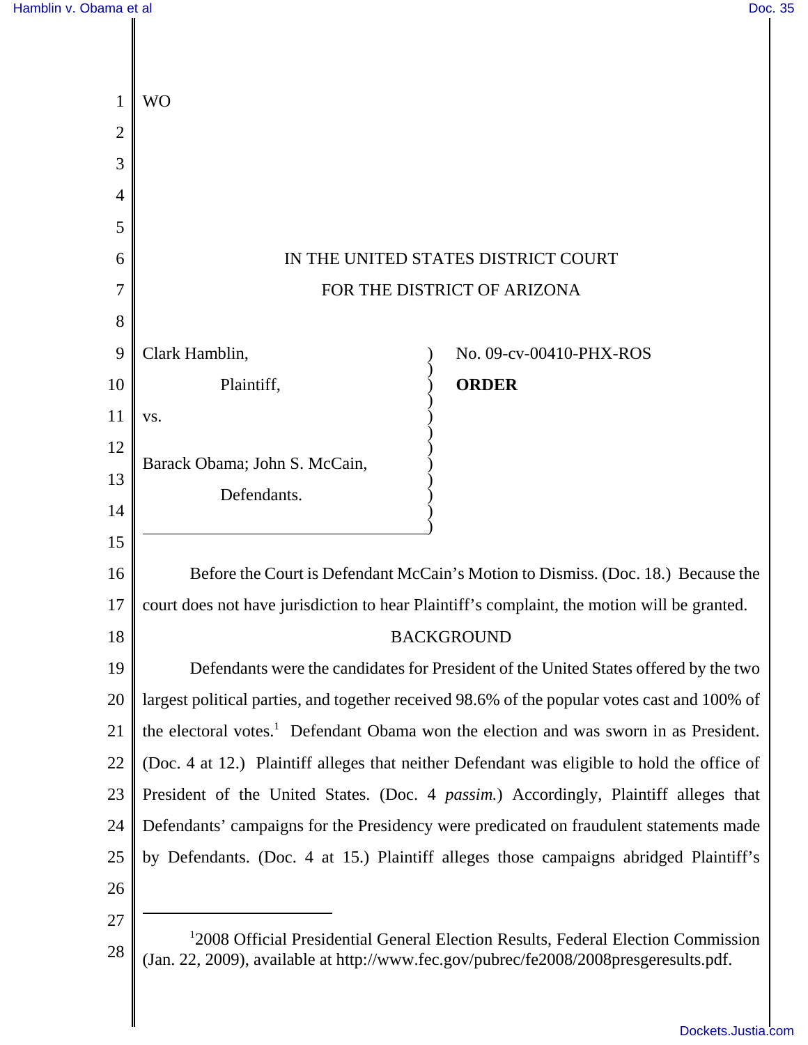WO

IN THE UNITED STATES DISTRICT COURT
FOR THE DISTRICT OF ARIZONA

Clark Hamblin,

Plaintiff,

vs.

Barack Obama; John S. McCain,

Defendants.

No. 09-cv-00410-PHX-ROS

**ORDER**

Before the Court is Defendant McCain's Motion to Dismiss. (Doc. 18.) Because the court does not have jurisdiction to hear Plaintiff's complaint, the motion will be granted.

BACKGROUND

Defendants were the candidates for President of the United States offered by the two largest political parties, and together received 98.6% of the popular votes cast and 100% of the electoral votes.[1] Defendant Obama won the election and was sworn in as President. (Doc. 4 at 12.) Plaintiff alleges that neither Defendant was eligible to hold the office of President of the United States. (Doc. 4 *passim.*) Accordingly, Plaintiff alleges that Defendants' campaigns for the Presidency were predicated on fraudulent statements made by Defendants. (Doc. 4 at 15.) Plaintiff alleges those campaigns abridged Plaintiff's

[1] 2008 Official Presidential General Election Results, Federal Election Commission (Jan. 22, 2009), available at http://www.fec.gov/pubrec/fe2008/2008presgeresults.pdf.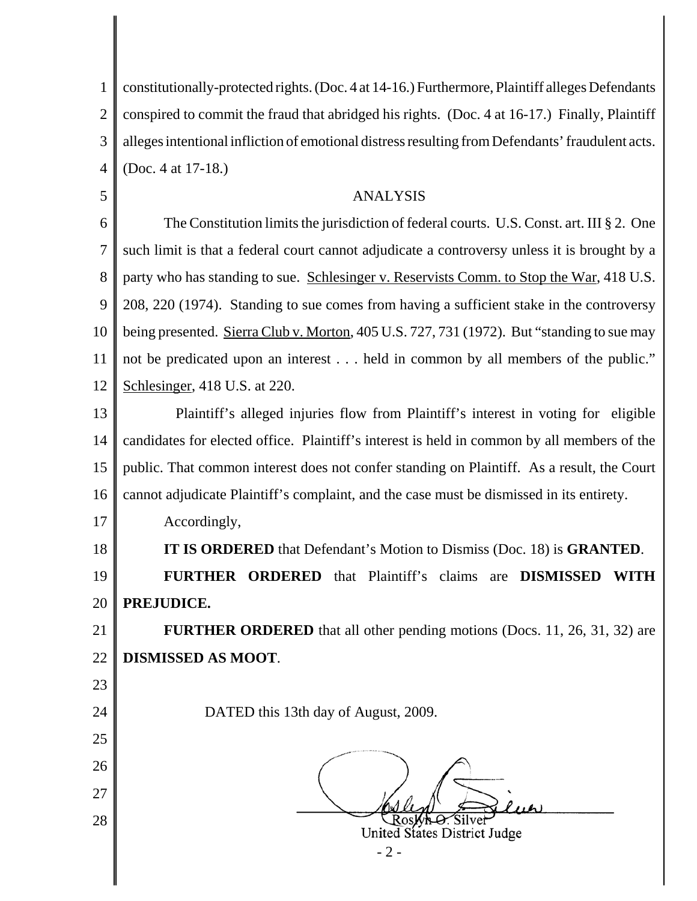constitutionally-protected rights. (Doc. 4 at 14-16.) Furthermore, Plaintiff alleges Defendants conspired to commit the fraud that abridged his rights. (Doc. 4 at 16-17.) Finally, Plaintiff alleges intentional infliction of emotional distress resulting from Defendants' fraudulent acts. (Doc. 4 at 17-18.)

ANALYSIS

The Constitution limits the jurisdiction of federal courts. U.S. Const. art. III § 2. One such limit is that a federal court cannot adjudicate a controversy unless it is brought by a party who has standing to sue. Schlesinger v. Reservists Comm. to Stop the War, 418 U.S. 208, 220 (1974). Standing to sue comes from having a sufficient stake in the controversy being presented. Sierra Club v. Morton, 405 U.S. 727, 731 (1972). But "standing to sue may not be predicated upon an interest . . . held in common by all members of the public." Schlesinger, 418 U.S. at 220.

Plaintiff's alleged injuries flow from Plaintiff's interest in voting for eligible candidates for elected office. Plaintiff's interest is held in common by all members of the public. That common interest does not confer standing on Plaintiff. As a result, the Court cannot adjudicate Plaintiff's complaint, and the case must be dismissed in its entirety.

Accordingly,

**IT IS ORDERED** that Defendant's Motion to Dismiss (Doc. 18) is **GRANTED**.

**FURTHER ORDERED** that Plaintiff's claims are **DISMISSED WITH PREJUDICE.**

**FURTHER ORDERED** that all other pending motions (Docs. 11, 26, 31, 32) are **DISMISSED AS MOOT**.

DATED this 13th day of August, 2009.

Roslyn O. Silver
United States District Judge